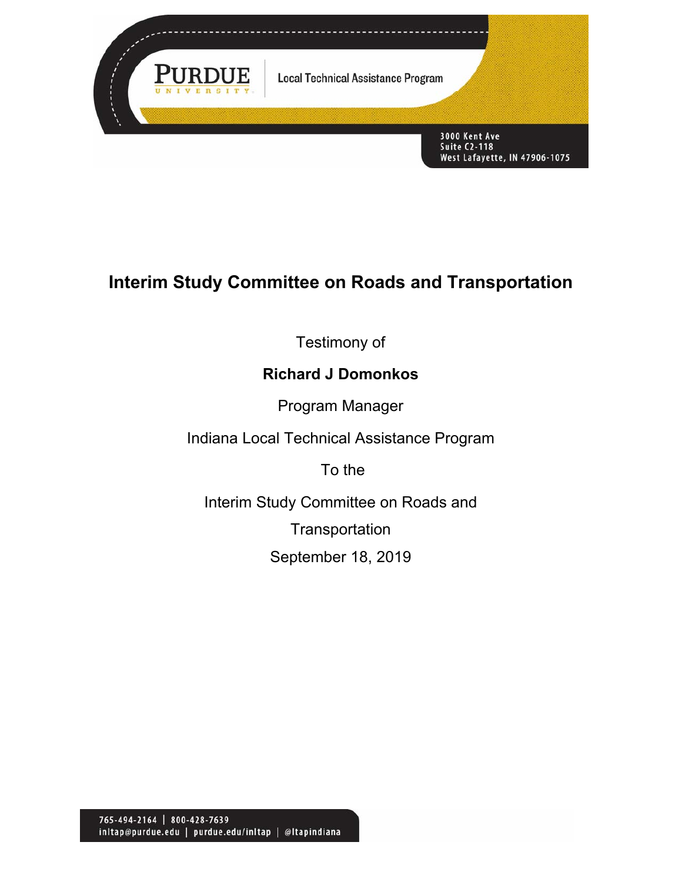Purdue University | Local Technical Assistance Program

3000 Kent Ave
Suite C2-118
West Lafayette, IN 47906-1075

# Interim Study Committee on Roads and Transportation

Testimony of

**Richard J Domonkos**

Program Manager

Indiana Local Technical Assistance Program

To the

Interim Study Committee on Roads and Transportation

September 18, 2019

765-494-2164 | 800-428-7639
inltap@purdue.edu | purdue.edu/inltap | @ltapindiana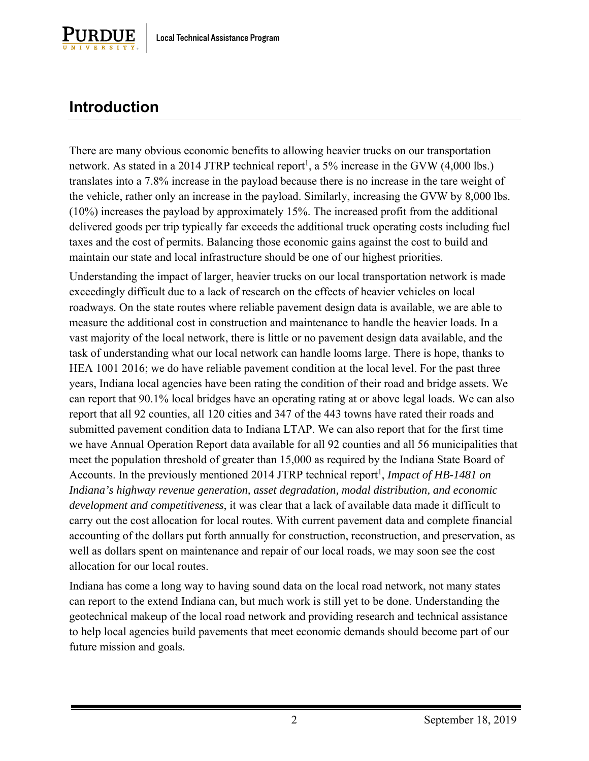## Introduction

There are many obvious economic benefits to allowing heavier trucks on our transportation network. As stated in a 2014 JTRP technical report[1], a 5% increase in the GVW (4,000 lbs.) translates into a 7.8% increase in the payload because there is no increase in the tare weight of the vehicle, rather only an increase in the payload. Similarly, increasing the GVW by 8,000 lbs. (10%) increases the payload by approximately 15%. The increased profit from the additional delivered goods per trip typically far exceeds the additional truck operating costs including fuel taxes and the cost of permits. Balancing those economic gains against the cost to build and maintain our state and local infrastructure should be one of our highest priorities.

Understanding the impact of larger, heavier trucks on our local transportation network is made exceedingly difficult due to a lack of research on the effects of heavier vehicles on local roadways. On the state routes where reliable pavement design data is available, we are able to measure the additional cost in construction and maintenance to handle the heavier loads. In a vast majority of the local network, there is little or no pavement design data available, and the task of understanding what our local network can handle looms large. There is hope, thanks to HEA 1001 2016; we do have reliable pavement condition at the local level. For the past three years, Indiana local agencies have been rating the condition of their road and bridge assets. We can report that 90.1% local bridges have an operating rating at or above legal loads. We can also report that all 92 counties, all 120 cities and 347 of the 443 towns have rated their roads and submitted pavement condition data to Indiana LTAP. We can also report that for the first time we have Annual Operation Report data available for all 92 counties and all 56 municipalities that meet the population threshold of greater than 15,000 as required by the Indiana State Board of Accounts. In the previously mentioned 2014 JTRP technical report[1], *Impact of HB-1481 on Indiana's highway revenue generation, asset degradation, modal distribution, and economic development and competitiveness*, it was clear that a lack of available data made it difficult to carry out the cost allocation for local routes. With current pavement data and complete financial accounting of the dollars put forth annually for construction, reconstruction, and preservation, as well as dollars spent on maintenance and repair of our local roads, we may soon see the cost allocation for our local routes.

Indiana has come a long way to having sound data on the local road network, not many states can report to the extend Indiana can, but much work is still yet to be done. Understanding the geotechnical makeup of the local road network and providing research and technical assistance to help local agencies build pavements that meet economic demands should become part of our future mission and goals.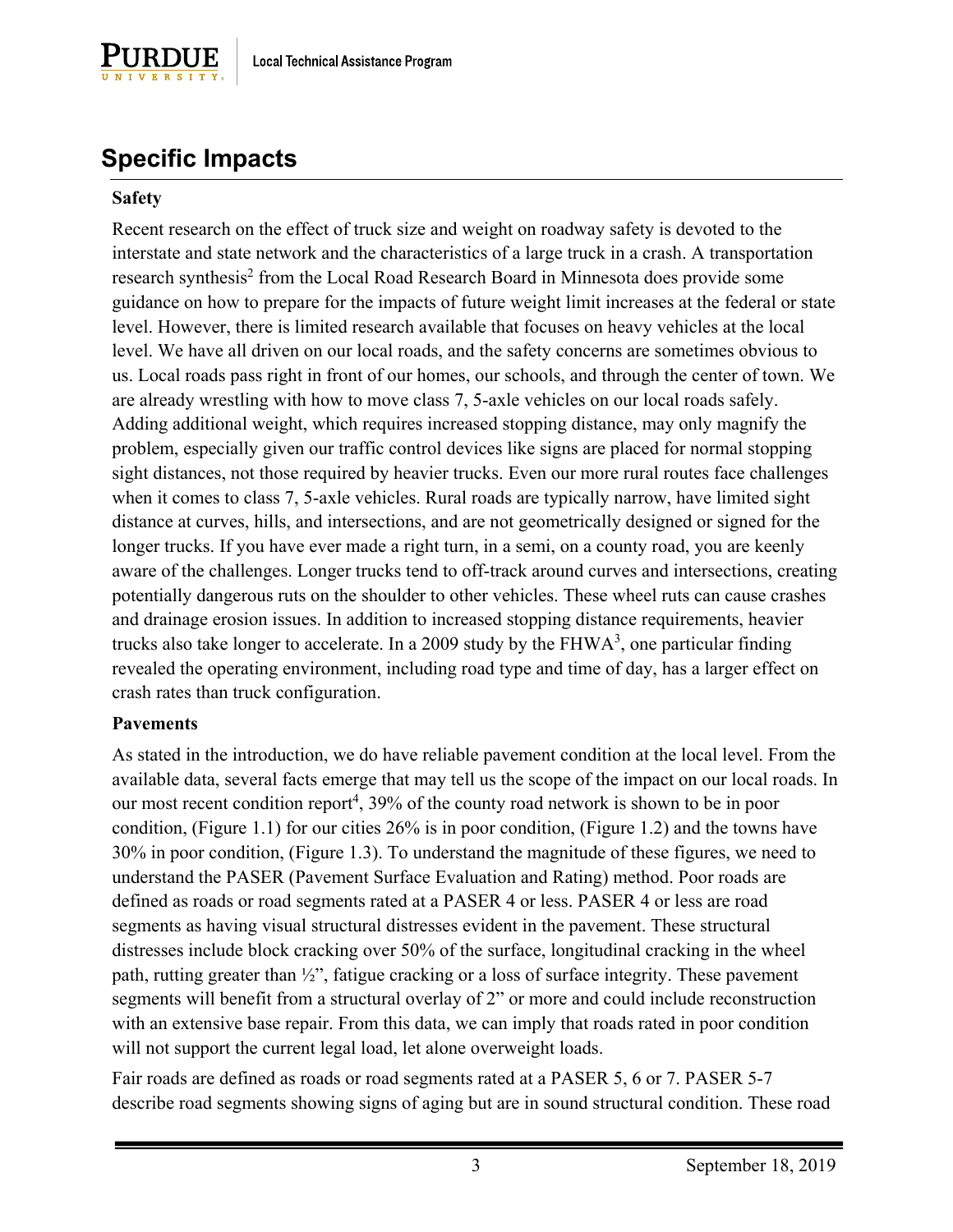## Specific Impacts

**Safety**

Recent research on the effect of truck size and weight on roadway safety is devoted to the interstate and state network and the characteristics of a large truck in a crash. A transportation research synthesis[2] from the Local Road Research Board in Minnesota does provide some guidance on how to prepare for the impacts of future weight limit increases at the federal or state level. However, there is limited research available that focuses on heavy vehicles at the local level. We have all driven on our local roads, and the safety concerns are sometimes obvious to us. Local roads pass right in front of our homes, our schools, and through the center of town. We are already wrestling with how to move class 7, 5-axle vehicles on our local roads safely. Adding additional weight, which requires increased stopping distance, may only magnify the problem, especially given our traffic control devices like signs are placed for normal stopping sight distances, not those required by heavier trucks. Even our more rural routes face challenges when it comes to class 7, 5-axle vehicles. Rural roads are typically narrow, have limited sight distance at curves, hills, and intersections, and are not geometrically designed or signed for the longer trucks. If you have ever made a right turn, in a semi, on a county road, you are keenly aware of the challenges. Longer trucks tend to off-track around curves and intersections, creating potentially dangerous ruts on the shoulder to other vehicles. These wheel ruts can cause crashes and drainage erosion issues. In addition to increased stopping distance requirements, heavier trucks also take longer to accelerate. In a 2009 study by the FHWA[3], one particular finding revealed the operating environment, including road type and time of day, has a larger effect on crash rates than truck configuration.

**Pavements**

As stated in the introduction, we do have reliable pavement condition at the local level. From the available data, several facts emerge that may tell us the scope of the impact on our local roads. In our most recent condition report[4], 39% of the county road network is shown to be in poor condition, (Figure 1.1) for our cities 26% is in poor condition, (Figure 1.2) and the towns have 30% in poor condition, (Figure 1.3). To understand the magnitude of these figures, we need to understand the PASER (Pavement Surface Evaluation and Rating) method. Poor roads are defined as roads or road segments rated at a PASER 4 or less. PASER 4 or less are road segments as having visual structural distresses evident in the pavement. These structural distresses include block cracking over 50% of the surface, longitudinal cracking in the wheel path, rutting greater than ½", fatigue cracking or a loss of surface integrity. These pavement segments will benefit from a structural overlay of 2" or more and could include reconstruction with an extensive base repair. From this data, we can imply that roads rated in poor condition will not support the current legal load, let alone overweight loads.

Fair roads are defined as roads or road segments rated at a PASER 5, 6 or 7. PASER 5-7 describe road segments showing signs of aging but are in sound structural condition. These road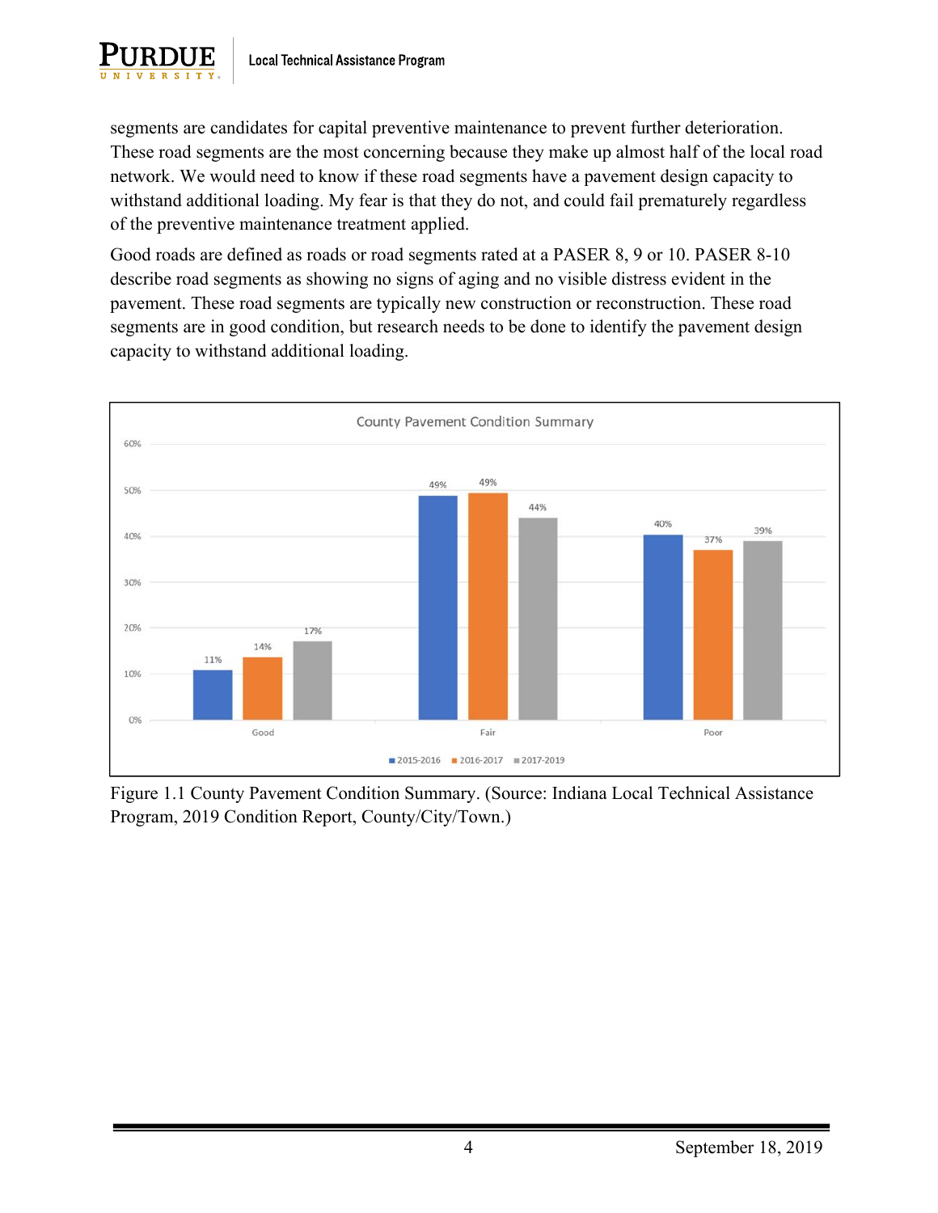segments are candidates for capital preventive maintenance to prevent further deterioration. These road segments are the most concerning because they make up almost half of the local road network. We would need to know if these road segments have a pavement design capacity to withstand additional loading. My fear is that they do not, and could fail prematurely regardless of the preventive maintenance treatment applied.

Good roads are defined as roads or road segments rated at a PASER 8, 9 or 10. PASER 8-10 describe road segments as showing no signs of aging and no visible distress evident in the pavement. These road segments are typically new construction or reconstruction. These road segments are in good condition, but research needs to be done to identify the pavement design capacity to withstand additional loading.

Figure 1.1 County Pavement Condition Summary. (Source: Indiana Local Technical Assistance Program, 2019 Condition Report, County/City/Town.)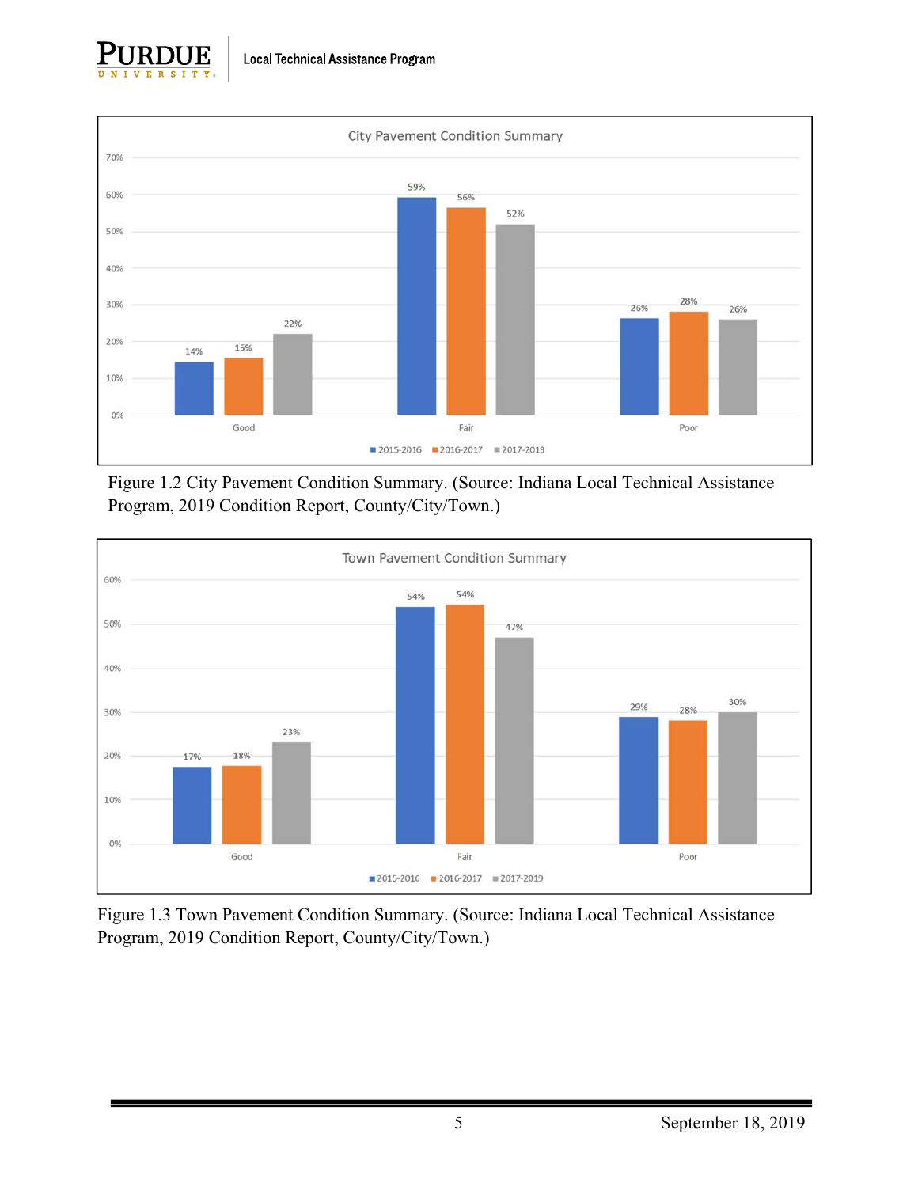Figure 1.2 City Pavement Condition Summary. (Source: Indiana Local Technical Assistance Program, 2019 Condition Report, County/City/Town.)

Figure 1.3 Town Pavement Condition Summary. (Source: Indiana Local Technical Assistance Program, 2019 Condition Report, County/City/Town.)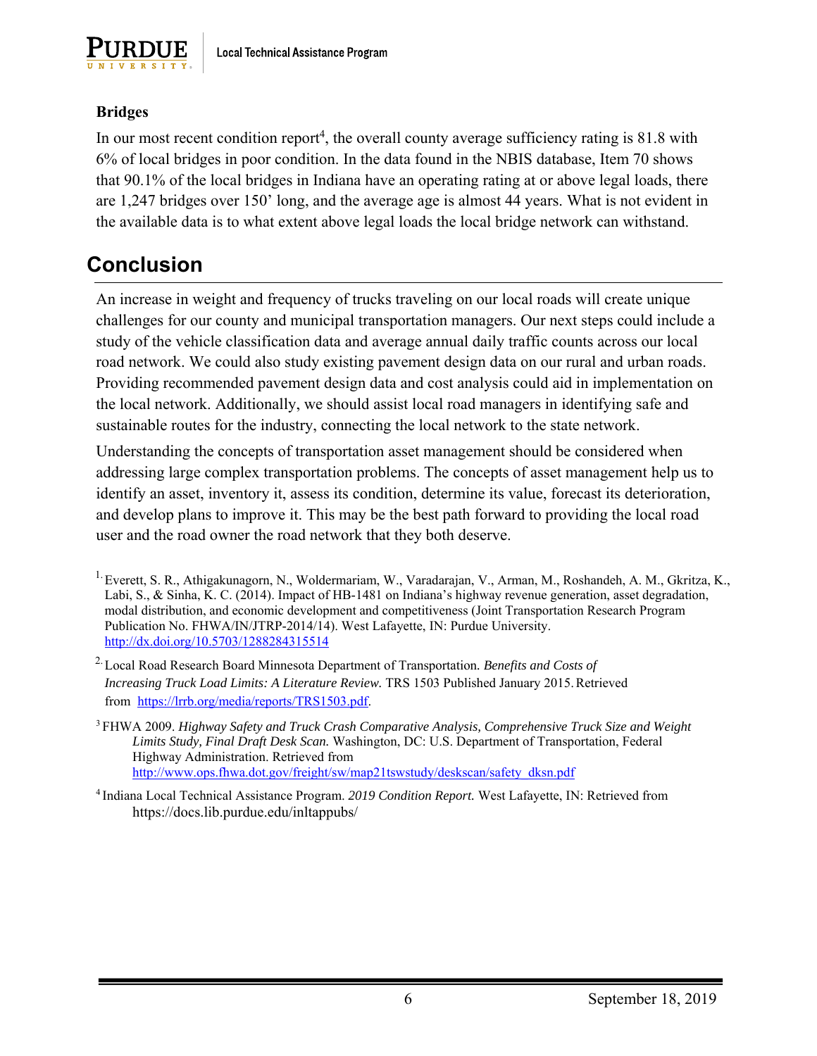**Bridges**

In our most recent condition report[4], the overall county average sufficiency rating is 81.8 with 6% of local bridges in poor condition. In the data found in the NBIS database, Item 70 shows that 90.1% of the local bridges in Indiana have an operating rating at or above legal loads, there are 1,247 bridges over 150' long, and the average age is almost 44 years. What is not evident in the available data is to what extent above legal loads the local bridge network can withstand.

## Conclusion

An increase in weight and frequency of trucks traveling on our local roads will create unique challenges for our county and municipal transportation managers. Our next steps could include a study of the vehicle classification data and average annual daily traffic counts across our local road network. We could also study existing pavement design data on our rural and urban roads. Providing recommended pavement design data and cost analysis could aid in implementation on the local network. Additionally, we should assist local road managers in identifying safe and sustainable routes for the industry, connecting the local network to the state network.

Understanding the concepts of transportation asset management should be considered when addressing large complex transportation problems. The concepts of asset management help us to identify an asset, inventory it, assess its condition, determine its value, forecast its deterioration, and develop plans to improve it. This may be the best path forward to providing the local road user and the road owner the road network that they both deserve.

1. Everett, S. R., Athigakunagorn, N., Woldermariam, W., Varadarajan, V., Arman, M., Roshandeh, A. M., Gkritza, K., Labi, S., & Sinha, K. C. (2014). Impact of HB-1481 on Indiana's highway revenue generation, asset degradation, modal distribution, and economic development and competitiveness (Joint Transportation Research Program Publication No. FHWA/IN/JTRP-2014/14). West Lafayette, IN: Purdue University. http://dx.doi.org/10.5703/1288284315514

2. Local Road Research Board Minnesota Department of Transportation. *Benefits and Costs of Increasing Truck Load Limits: A Literature Review.* TRS 1503 Published January 2015. Retrieved from https://lrrb.org/media/reports/TRS1503.pdf.

3. FHWA 2009. *Highway Safety and Truck Crash Comparative Analysis, Comprehensive Truck Size and Weight Limits Study, Final Draft Desk Scan.* Washington, DC: U.S. Department of Transportation, Federal Highway Administration. Retrieved from http://www.ops.fhwa.dot.gov/freight/sw/map21tswstudy/deskscan/safety_dksn.pdf

4. Indiana Local Technical Assistance Program. *2019 Condition Report.* West Lafayette, IN: Retrieved from https://docs.lib.purdue.edu/inltappubs/